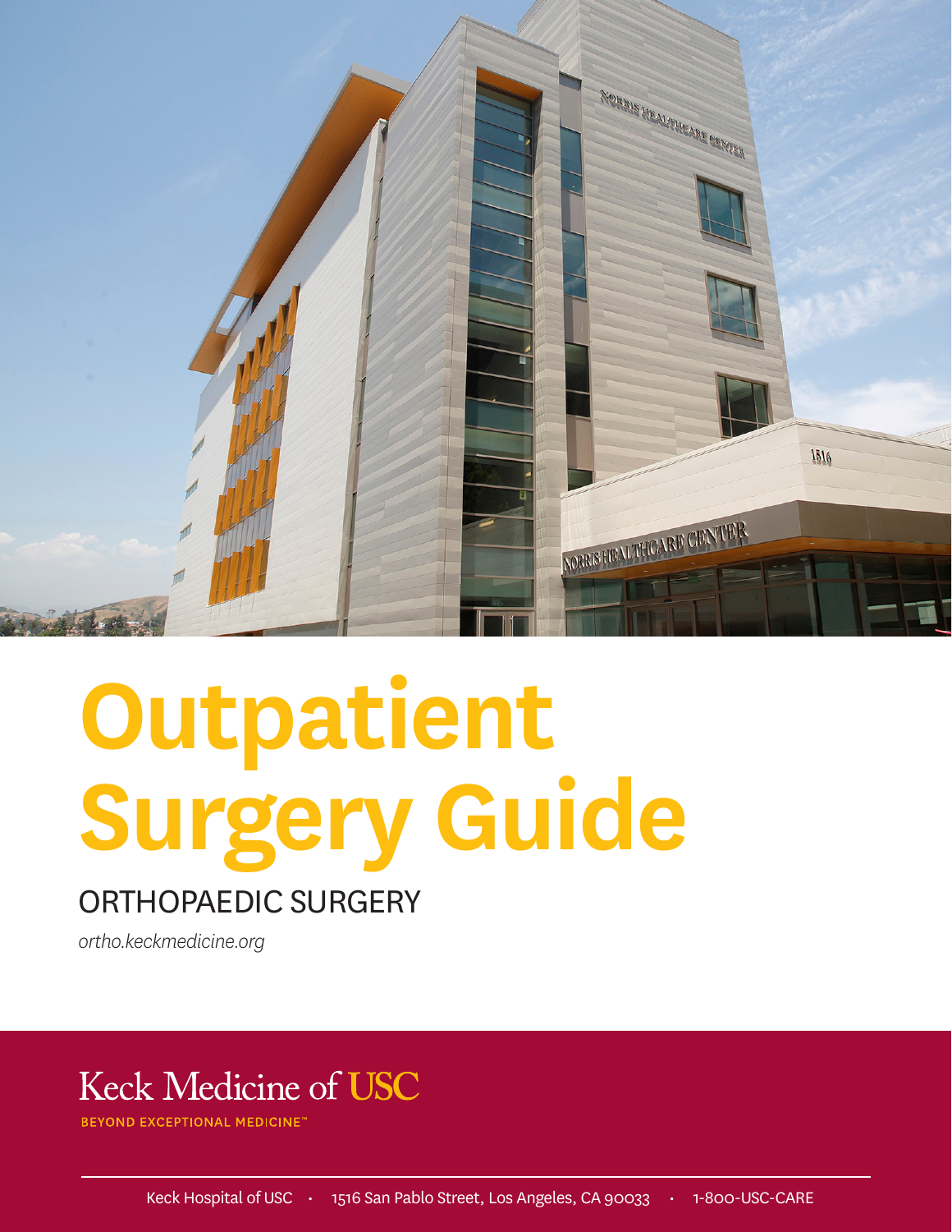# Outpatient Surgery Guide

## ORTHOPAEDIC SURGERY

*ortho.keckmedicine.org*

Keck Medicine of USC

BEYOND EXCEPTIONAL MEDICINE™

Keck Hospital of USC • 1516 San Pablo Street, Los Angeles, CA 90033 • 1-800-USC-CARE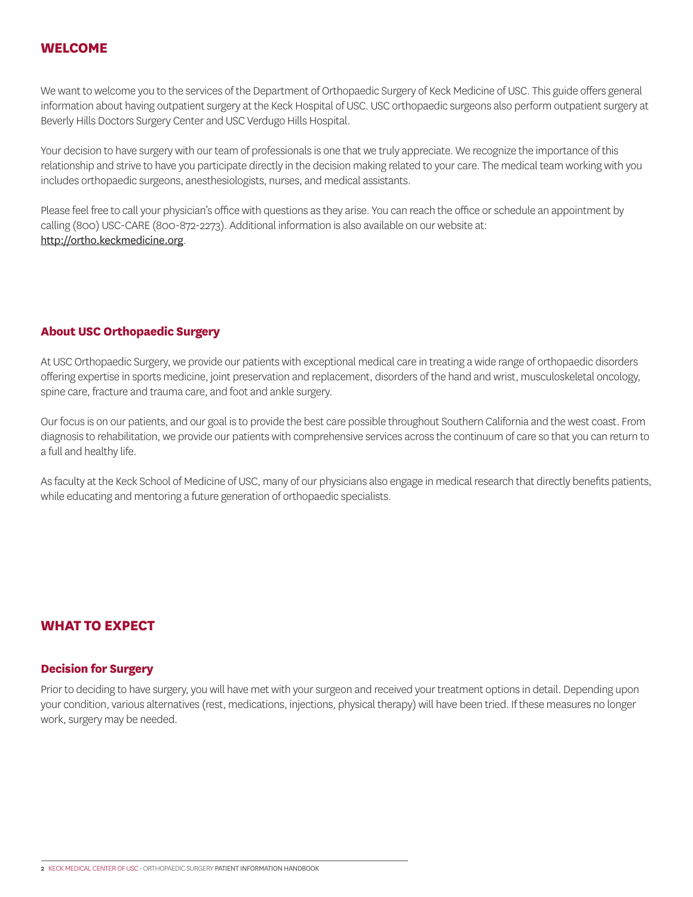# WELCOME

We want to welcome you to the services of the Department of Orthopaedic Surgery of Keck Medicine of USC. This guide offers general information about having outpatient surgery at the Keck Hospital of USC. USC orthopaedic surgeons also perform outpatient surgery at Beverly Hills Doctors Surgery Center and USC Verdugo Hills Hospital.

Your decision to have surgery with our team of professionals is one that we truly appreciate. We recognize the importance of this relationship and strive to have you participate directly in the decision making related to your care. The medical team working with you includes orthopaedic surgeons, anesthesiologists, nurses, and medical assistants.

Please feel free to call your physician's office with questions as they arise. You can reach the office or schedule an appointment by calling (800) USC-CARE (800-872-2273). Additional information is also available on our website at: [http://ortho.keckmedicine.org](http://ortho.keckmedicine.org).

## About USC Orthopaedic Surgery

At USC Orthopaedic Surgery, we provide our patients with exceptional medical care in treating a wide range of orthopaedic disorders offering expertise in sports medicine, joint preservation and replacement, disorders of the hand and wrist, musculoskeletal oncology, spine care, fracture and trauma care, and foot and ankle surgery.

Our focus is on our patients, and our goal is to provide the best care possible throughout Southern California and the west coast. From diagnosis to rehabilitation, we provide our patients with comprehensive services across the continuum of care so that you can return to a full and healthy life.

As faculty at the Keck School of Medicine of USC, many of our physicians also engage in medical research that directly benefits patients, while educating and mentoring a future generation of orthopaedic specialists.

# WHAT TO EXPECT

## Decision for Surgery

Prior to deciding to have surgery, you will have met with your surgeon and received your treatment options in detail. Depending upon your condition, various alternatives (rest, medications, injections, physical therapy) will have been tried. If these measures no longer work, surgery may be needed.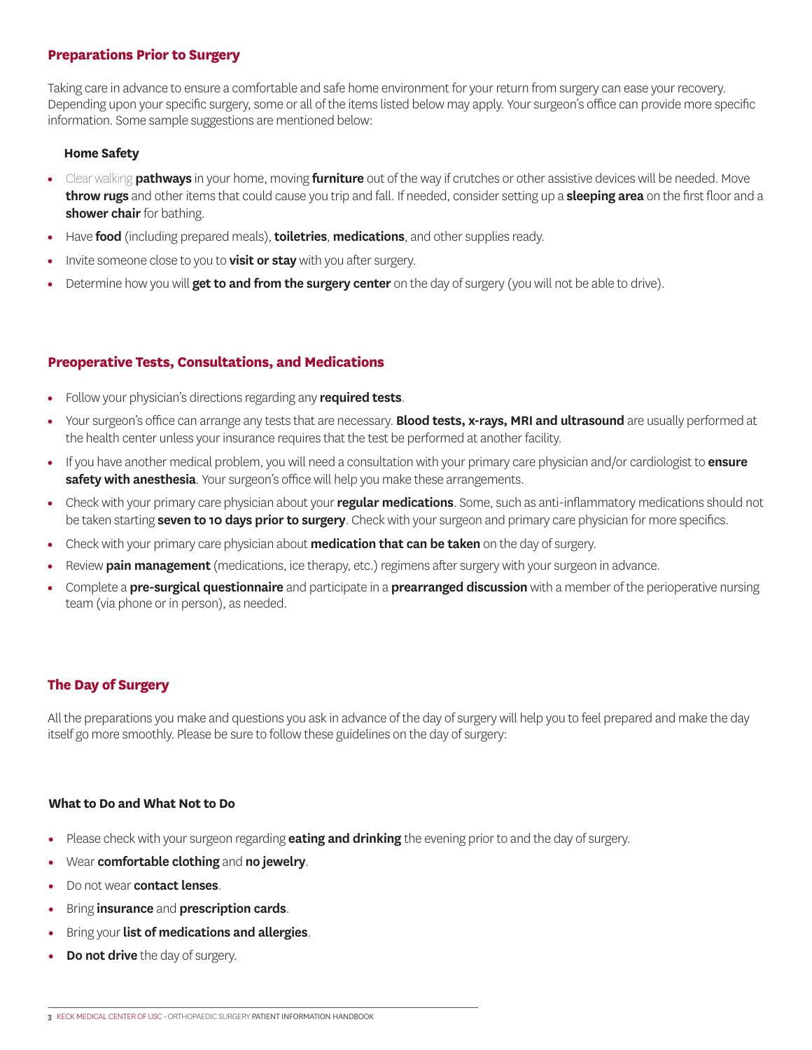## Preparations Prior to Surgery

Taking care in advance to ensure a comfortable and safe home environment for your return from surgery can ease your recovery. Depending upon your specific surgery, some or all of the items listed below may apply. Your surgeon's office can provide more specific information. Some sample suggestions are mentioned below:

### Home Safety

- Clear walking **pathways** in your home, moving **furniture** out of the way if crutches or other assistive devices will be needed. Move **throw rugs** and other items that could cause you trip and fall. If needed, consider setting up a **sleeping area** on the first floor and a **shower chair** for bathing.
- Have **food** (including prepared meals), **toiletries**, **medications**, and other supplies ready.
- Invite someone close to you to **visit or stay** with you after surgery.
- Determine how you will **get to and from the surgery center** on the day of surgery (you will not be able to drive).

## Preoperative Tests, Consultations, and Medications

- Follow your physician's directions regarding any **required tests**.
- Your surgeon's office can arrange any tests that are necessary. **Blood tests, x-rays, MRI and ultrasound** are usually performed at the health center unless your insurance requires that the test be performed at another facility.
- If you have another medical problem, you will need a consultation with your primary care physician and/or cardiologist to **ensure safety with anesthesia**. Your surgeon's office will help you make these arrangements.
- Check with your primary care physician about your **regular medications**. Some, such as anti-inflammatory medications should not be taken starting **seven to 10 days prior to surgery**. Check with your surgeon and primary care physician for more specifics.
- Check with your primary care physician about **medication that can be taken** on the day of surgery.
- Review **pain management** (medications, ice therapy, etc.) regimens after surgery with your surgeon in advance.
- Complete a **pre-surgical questionnaire** and participate in a **prearranged discussion** with a member of the perioperative nursing team (via phone or in person), as needed.

## The Day of Surgery

All the preparations you make and questions you ask in advance of the day of surgery will help you to feel prepared and make the day itself go more smoothly. Please be sure to follow these guidelines on the day of surgery:

### What to Do and What Not to Do

- Please check with your surgeon regarding **eating and drinking** the evening prior to and the day of surgery.
- Wear **comfortable clothing** and **no jewelry**.
- Do not wear **contact lenses**.
- Bring **insurance** and **prescription cards**.
- Bring your **list of medications and allergies**.
- **Do not drive** the day of surgery.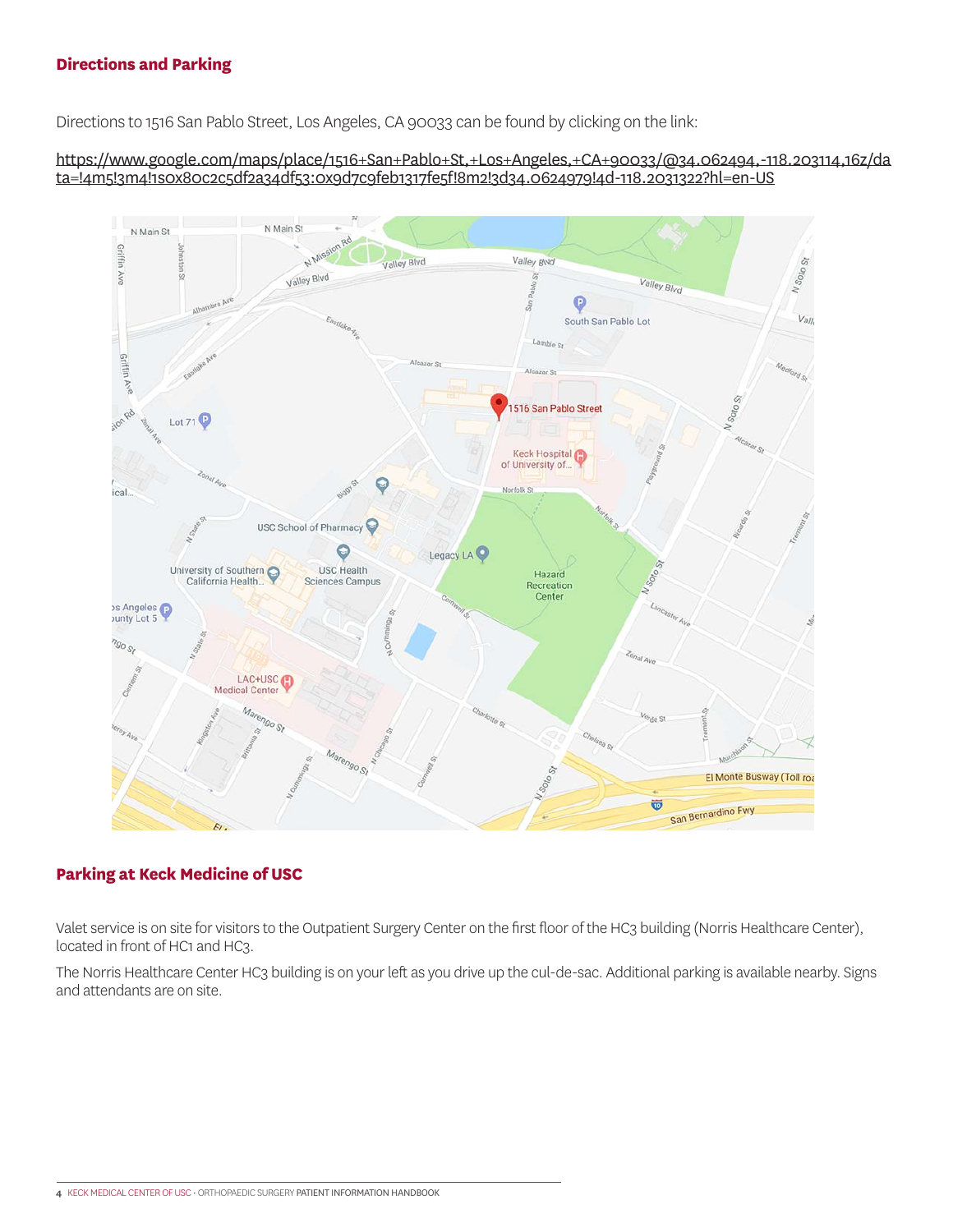## Directions and Parking

Directions to 1516 San Pablo Street, Los Angeles, CA 90033 can be found by clicking on the link:

https://www.google.com/maps/place/1516+San+Pablo+St,+Los+Angeles,+CA+90033/@34.062494,-118.203114,16z/data=!4m5!3m4!1s0x80c2c5df2a34df53:0x9d7c9feb1317fe5f!8m2!3d34.0624979!4d-118.2031322?hl=en-US

## Parking at Keck Medicine of USC

Valet service is on site for visitors to the Outpatient Surgery Center on the first floor of the HC3 building (Norris Healthcare Center), located in front of HC1 and HC3.

The Norris Healthcare Center HC3 building is on your left as you drive up the cul-de-sac. Additional parking is available nearby. Signs and attendants are on site.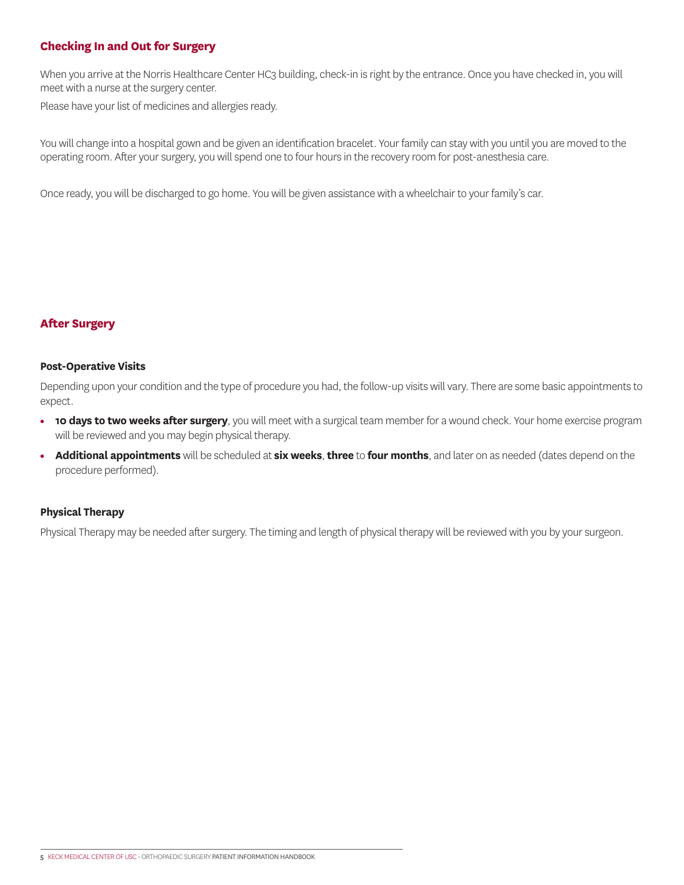## Checking In and Out for Surgery

When you arrive at the Norris Healthcare Center HC3 building, check-in is right by the entrance. Once you have checked in, you will meet with a nurse at the surgery center.

Please have your list of medicines and allergies ready.

You will change into a hospital gown and be given an identification bracelet. Your family can stay with you until you are moved to the operating room. After your surgery, you will spend one to four hours in the recovery room for post-anesthesia care.

Once ready, you will be discharged to go home. You will be given assistance with a wheelchair to your family's car.

## After Surgery

### Post-Operative Visits

Depending upon your condition and the type of procedure you had, the follow-up visits will vary. There are some basic appointments to expect.

- **10 days to two weeks after surgery**, you will meet with a surgical team member for a wound check. Your home exercise program will be reviewed and you may begin physical therapy.
- **Additional appointments** will be scheduled at **six weeks**, **three** to **four months**, and later on as needed (dates depend on the procedure performed).

### Physical Therapy

Physical Therapy may be needed after surgery. The timing and length of physical therapy will be reviewed with you by your surgeon.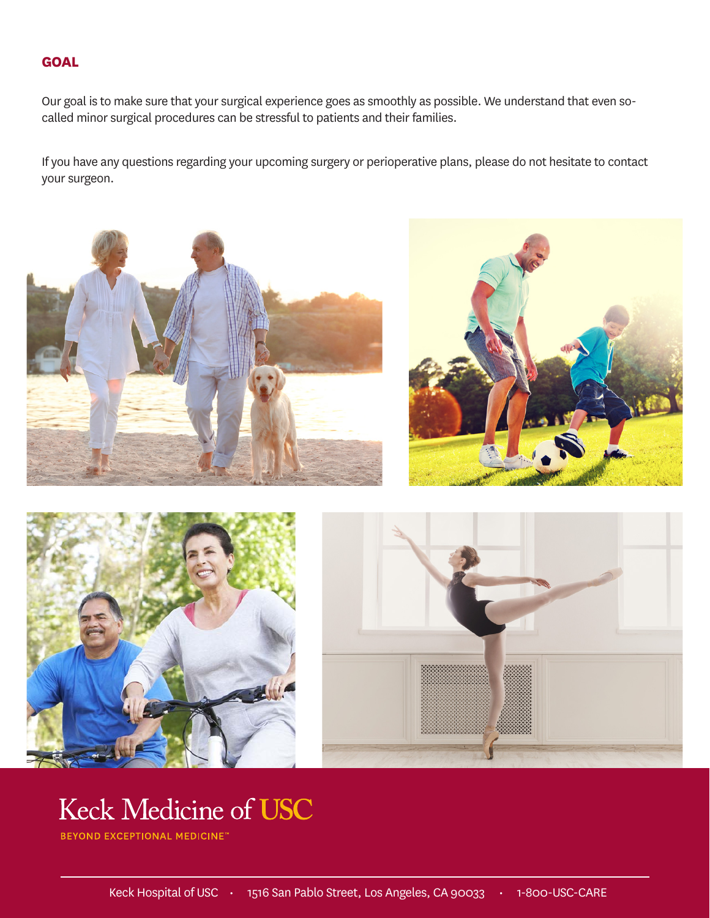## GOAL

Our goal is to make sure that your surgical experience goes as smoothly as possible. We understand that even so-called minor surgical procedures can be stressful to patients and their families.

If you have any questions regarding your upcoming surgery or perioperative plans, please do not hesitate to contact your surgeon.

Keck Medicine of USC

BEYOND EXCEPTIONAL MEDICINE™

Keck Hospital of USC • 1516 San Pablo Street, Los Angeles, CA 90033 • 1-800-USC-CARE